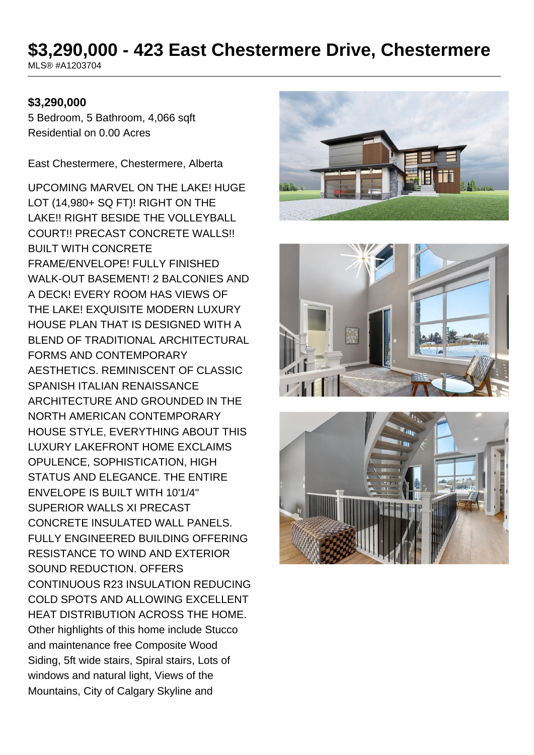# $3,290,000 - 423 East Chestermere Drive, Chestermere

MLS® #A1203704

**$3,290,000**

5 Bedroom, 5 Bathroom, 4,066 sqft

Residential on 0.00 Acres

East Chestermere, Chestermere, Alberta

UPCOMING MARVEL ON THE LAKE! HUGE LOT (14,980+ SQ FT)! RIGHT ON THE LAKE!! RIGHT BESIDE THE VOLLEYBALL COURT!! PRECAST CONCRETE WALLS!! BUILT WITH CONCRETE FRAME/ENVELOPE! FULLY FINISHED WALK-OUT BASEMENT! 2 BALCONIES AND A DECK! EVERY ROOM HAS VIEWS OF THE LAKE! EXQUISITE MODERN LUXURY HOUSE PLAN THAT IS DESIGNED WITH A BLEND OF TRADITIONAL ARCHITECTURAL FORMS AND CONTEMPORARY AESTHETICS. REMINISCENT OF CLASSIC SPANISH ITALIAN RENAISSANCE ARCHITECTURE AND GROUNDED IN THE NORTH AMERICAN CONTEMPORARY HOUSE STYLE, EVERYTHING ABOUT THIS LUXURY LAKEFRONT HOME EXCLAIMS OPULENCE, SOPHISTICATION, HIGH STATUS AND ELEGANCE. THE ENTIRE ENVELOPE IS BUILT WITH 10'1/4" SUPERIOR WALLS XI PRECAST CONCRETE INSULATED WALL PANELS. FULLY ENGINEERED BUILDING OFFERING RESISTANCE TO WIND AND EXTERIOR SOUND REDUCTION. OFFERS CONTINUOUS R23 INSULATION REDUCING COLD SPOTS AND ALLOWING EXCELLENT HEAT DISTRIBUTION ACROSS THE HOME. Other highlights of this home include Stucco and maintenance free Composite Wood Siding, 5ft wide stairs, Spiral stairs, Lots of windows and natural light, Views of the Mountains, City of Calgary Skyline and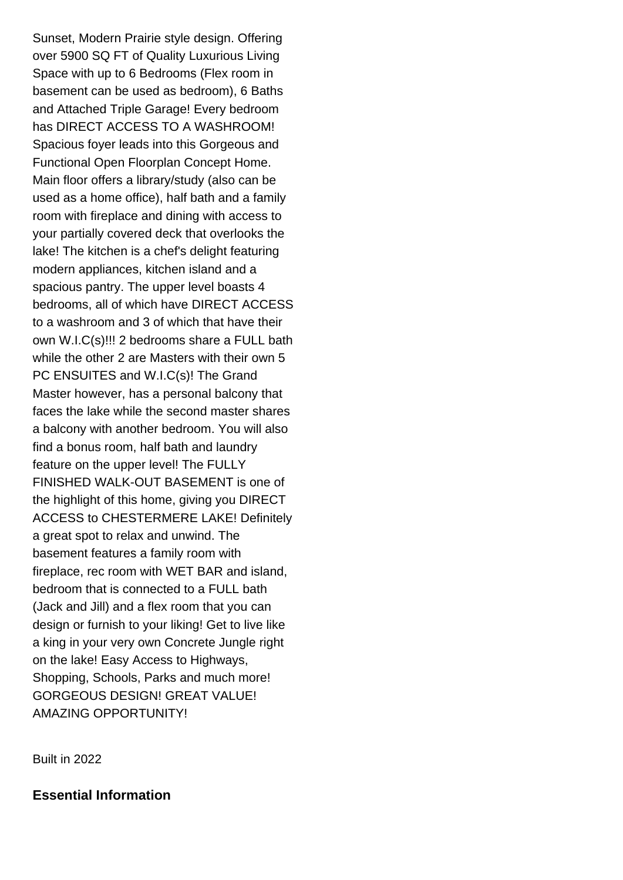Sunset, Modern Prairie style design. Offering over 5900 SQ FT of Quality Luxurious Living Space with up to 6 Bedrooms (Flex room in basement can be used as bedroom), 6 Baths and Attached Triple Garage! Every bedroom has DIRECT ACCESS TO A WASHROOM! Spacious foyer leads into this Gorgeous and Functional Open Floorplan Concept Home. Main floor offers a library/study (also can be used as a home office), half bath and a family room with fireplace and dining with access to your partially covered deck that overlooks the lake! The kitchen is a chef's delight featuring modern appliances, kitchen island and a spacious pantry. The upper level boasts 4 bedrooms, all of which have DIRECT ACCESS to a washroom and 3 of which that have their own W.I.C(s)!!! 2 bedrooms share a FULL bath while the other 2 are Masters with their own 5 PC ENSUITES and W.I.C(s)! The Grand Master however, has a personal balcony that faces the lake while the second master shares a balcony with another bedroom. You will also find a bonus room, half bath and laundry feature on the upper level! The FULLY FINISHED WALK-OUT BASEMENT is one of the highlight of this home, giving you DIRECT ACCESS to CHESTERMERE LAKE! Definitely a great spot to relax and unwind. The basement features a family room with fireplace, rec room with WET BAR and island, bedroom that is connected to a FULL bath (Jack and Jill) and a flex room that you can design or furnish to your liking! Get to live like a king in your very own Concrete Jungle right on the lake! Easy Access to Highways, Shopping, Schools, Parks and much more! GORGEOUS DESIGN! GREAT VALUE! AMAZING OPPORTUNITY!

Built in 2022

### Essential Information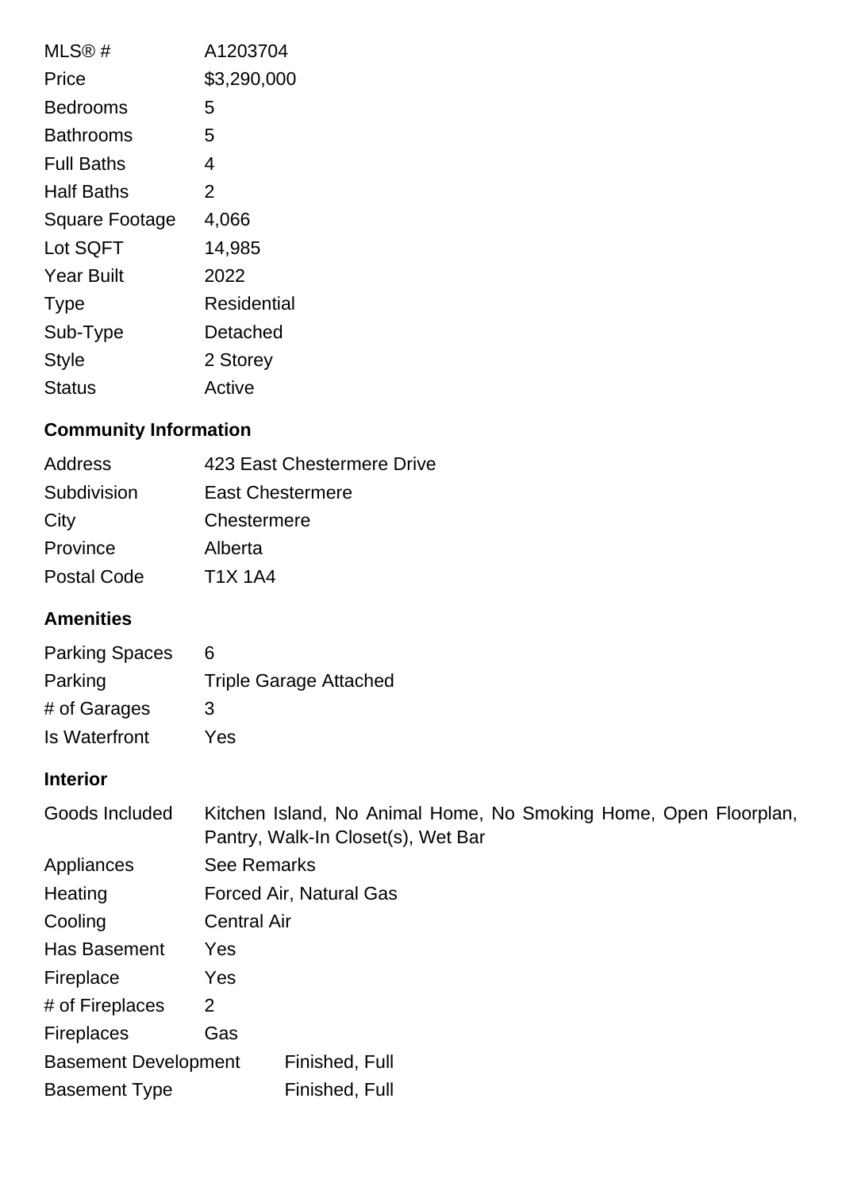| | |
|---|---|
| MLS® # | A1203704 |
| Price | $3,290,000 |
| Bedrooms | 5 |
| Bathrooms | 5 |
| Full Baths | 4 |
| Half Baths | 2 |
| Square Footage | 4,066 |
| Lot SQFT | 14,985 |
| Year Built | 2022 |
| Type | Residential |
| Sub-Type | Detached |
| Style | 2 Storey |
| Status | Active |

### Community Information

| | |
|---|---|
| Address | 423 East Chestermere Drive |
| Subdivision | East Chestermere |
| City | Chestermere |
| Province | Alberta |
| Postal Code | T1X 1A4 |

### Amenities

| | |
|---|---|
| Parking Spaces | 6 |
| Parking | Triple Garage Attached |
| # of Garages | 3 |
| Is Waterfront | Yes |

### Interior

| | |
|---|---|
| Goods Included | Kitchen Island, No Animal Home, No Smoking Home, Open Floorplan, Pantry, Walk-In Closet(s), Wet Bar |
| Appliances | See Remarks |
| Heating | Forced Air, Natural Gas |
| Cooling | Central Air |
| Has Basement | Yes |
| Fireplace | Yes |
| # of Fireplaces | 2 |
| Fireplaces | Gas |
| Basement Development | Finished, Full |
| Basement Type | Finished, Full |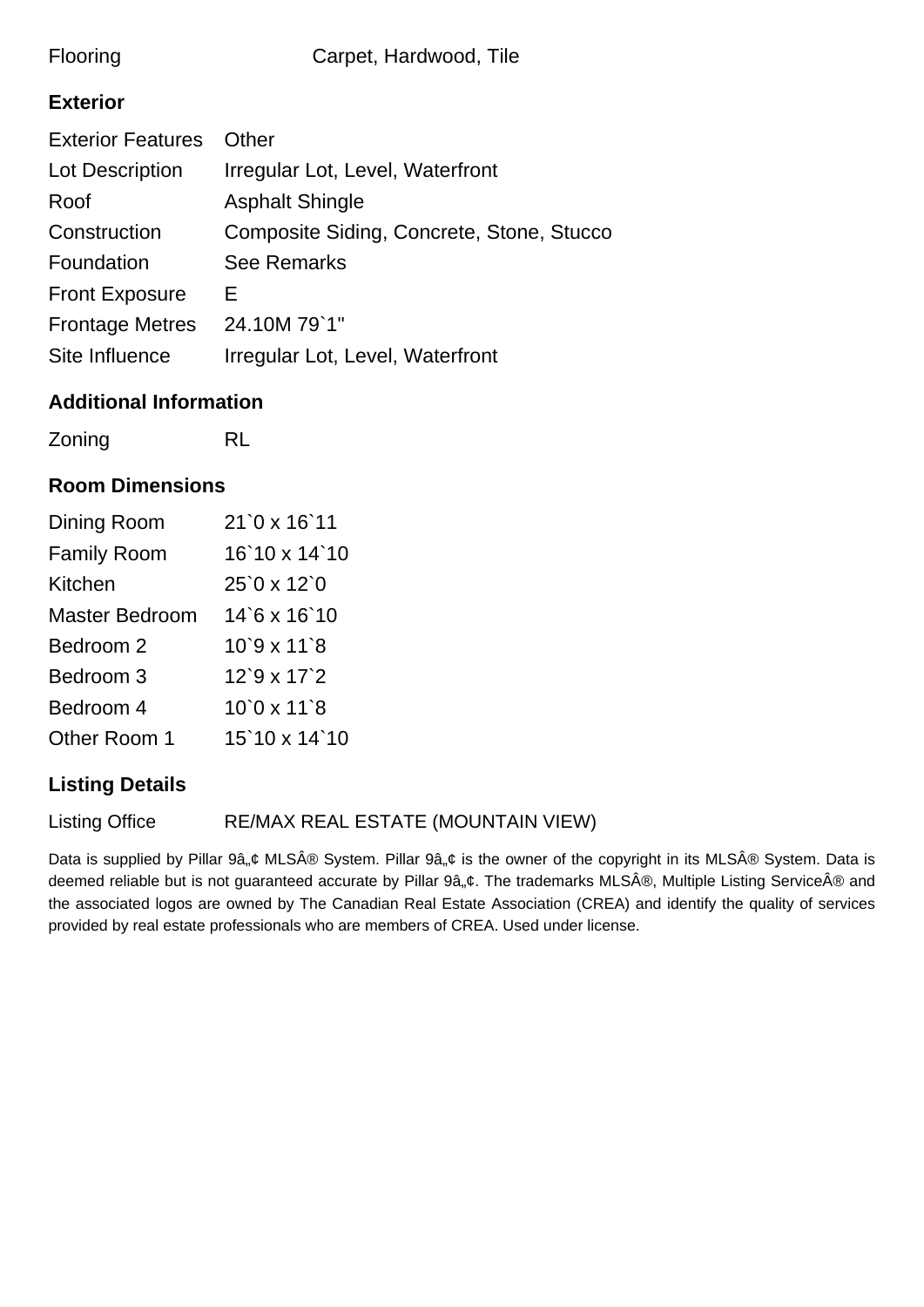| | |
|---|---|
| Flooring | Carpet, Hardwood, Tile |

### Exterior

| | |
|---|---|
| Exterior Features | Other |
| Lot Description | Irregular Lot, Level, Waterfront |
| Roof | Asphalt Shingle |
| Construction | Composite Siding, Concrete, Stone, Stucco |
| Foundation | See Remarks |
| Front Exposure | E |
| Frontage Metres | 24.10M 79`1" |
| Site Influence | Irregular Lot, Level, Waterfront |

### Additional Information

| | |
|---|---|
| Zoning | RL |

### Room Dimensions

| | |
|---|---|
| Dining Room | 21`0 x 16`11 |
| Family Room | 16`10 x 14`10 |
| Kitchen | 25`0 x 12`0 |
| Master Bedroom | 14`6 x 16`10 |
| Bedroom 2 | 10`9 x 11`8 |
| Bedroom 3 | 12`9 x 17`2 |
| Bedroom 4 | 10`0 x 11`8 |
| Other Room 1 | 15`10 x 14`10 |

### Listing Details

| | |
|---|---|
| Listing Office | RE/MAX REAL ESTATE (MOUNTAIN VIEW) |

Data is supplied by Pillar 9â„¢ MLSÂ® System. Pillar 9â„¢ is the owner of the copyright in its MLSÂ® System. Data is deemed reliable but is not guaranteed accurate by Pillar 9â„¢. The trademarks MLSÂ®, Multiple Listing ServiceÂ® and the associated logos are owned by The Canadian Real Estate Association (CREA) and identify the quality of services provided by real estate professionals who are members of CREA. Used under license.